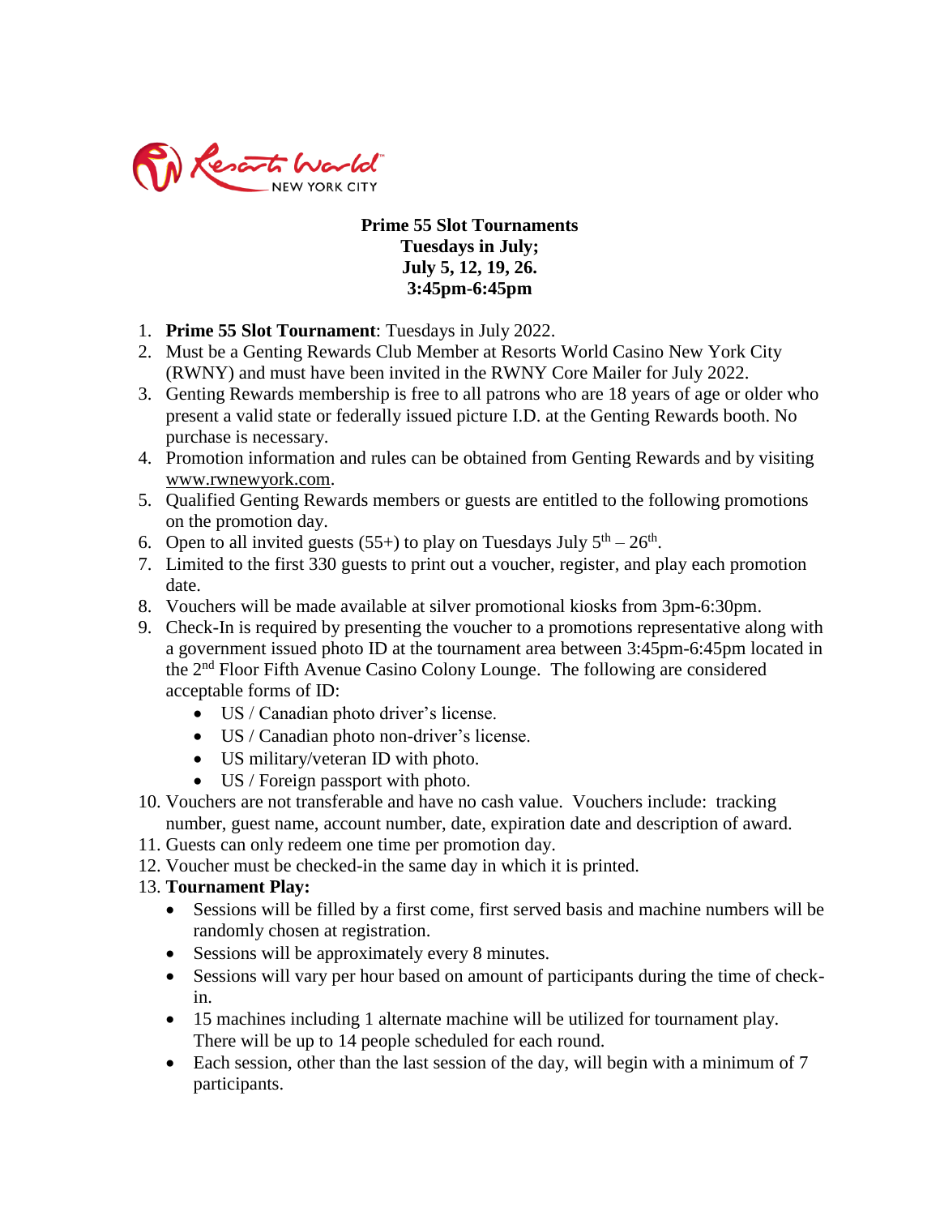**Prime 55 Slot Tournaments**
**Tuesdays in July;**
**July 5, 12, 19, 26.**
**3:45pm-6:45pm**

1. **Prime 55 Slot Tournament**: Tuesdays in July 2022.
2. Must be a Genting Rewards Club Member at Resorts World Casino New York City (RWNY) and must have been invited in the RWNY Core Mailer for July 2022.
3. Genting Rewards membership is free to all patrons who are 18 years of age or older who present a valid state or federally issued picture I.D. at the Genting Rewards booth. No purchase is necessary.
4. Promotion information and rules can be obtained from Genting Rewards and by visiting www.rwnewyork.com.
5. Qualified Genting Rewards members or guests are entitled to the following promotions on the promotion day.
6. Open to all invited guests (55+) to play on Tuesdays July 5th – 26th.
7. Limited to the first 330 guests to print out a voucher, register, and play each promotion date.
8. Vouchers will be made available at silver promotional kiosks from 3pm-6:30pm.
9. Check-In is required by presenting the voucher to a promotions representative along with a government issued photo ID at the tournament area between 3:45pm-6:45pm located in the 2nd Floor Fifth Avenue Casino Colony Lounge. The following are considered acceptable forms of ID:
   - US / Canadian photo driver's license.
   - US / Canadian photo non-driver's license.
   - US military/veteran ID with photo.
   - US / Foreign passport with photo.
10. Vouchers are not transferable and have no cash value. Vouchers include: tracking number, guest name, account number, date, expiration date and description of award.
11. Guests can only redeem one time per promotion day.
12. Voucher must be checked-in the same day in which it is printed.
13. **Tournament Play:**
    - Sessions will be filled by a first come, first served basis and machine numbers will be randomly chosen at registration.
    - Sessions will be approximately every 8 minutes.
    - Sessions will vary per hour based on amount of participants during the time of check-in.
    - 15 machines including 1 alternate machine will be utilized for tournament play. There will be up to 14 people scheduled for each round.
    - Each session, other than the last session of the day, will begin with a minimum of 7 participants.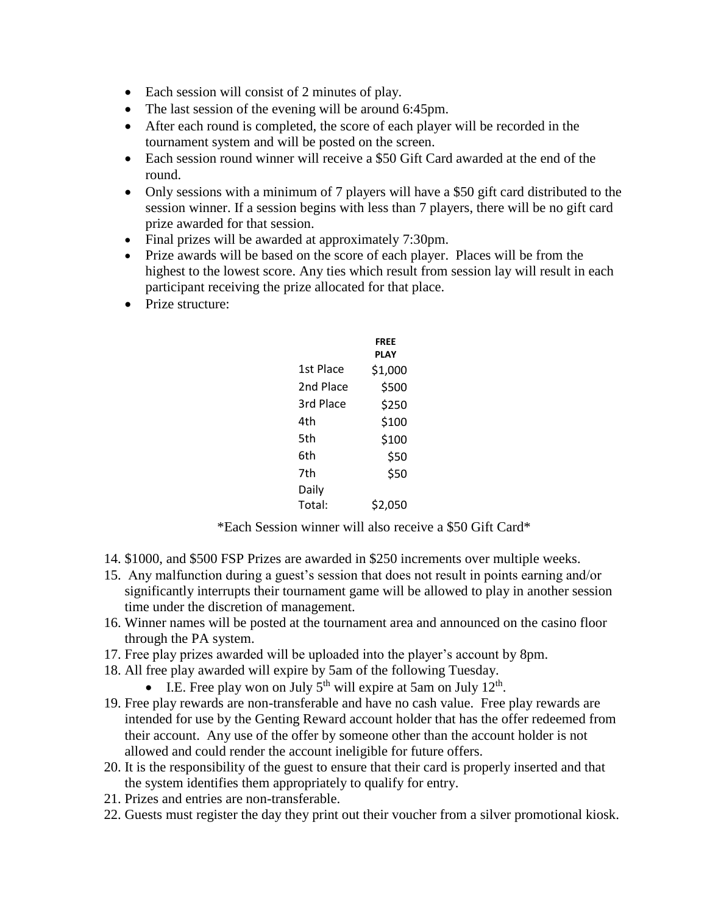- Each session will consist of 2 minutes of play.
- The last session of the evening will be around 6:45pm.
- After each round is completed, the score of each player will be recorded in the tournament system and will be posted on the screen.
- Each session round winner will receive a $50 Gift Card awarded at the end of the round.
- Only sessions with a minimum of 7 players will have a $50 gift card distributed to the session winner. If a session begins with less than 7 players, there will be no gift card prize awarded for that session.
- Final prizes will be awarded at approximately 7:30pm.
- Prize awards will be based on the score of each player. Places will be from the highest to the lowest score. Any ties which result from session lay will result in each participant receiving the prize allocated for that place.
- Prize structure:

| | FREE PLAY |
|---|---|
| 1st Place | $1,000 |
| 2nd Place | $500 |
| 3rd Place | $250 |
| 4th | $100 |
| 5th | $100 |
| 6th | $50 |
| 7th | $50 |
| Daily Total: | $2,050 |

*Each Session winner will also receive a $50 Gift Card*

14. $1000, and $500 FSP Prizes are awarded in $250 increments over multiple weeks.
15. Any malfunction during a guest's session that does not result in points earning and/or significantly interrupts their tournament game will be allowed to play in another session time under the discretion of management.
16. Winner names will be posted at the tournament area and announced on the casino floor through the PA system.
17. Free play prizes awarded will be uploaded into the player's account by 8pm.
18. All free play awarded will expire by 5am of the following Tuesday.
    - I.E. Free play won on July 5th will expire at 5am on July 12th.
19. Free play rewards are non-transferable and have no cash value. Free play rewards are intended for use by the Genting Reward account holder that has the offer redeemed from their account. Any use of the offer by someone other than the account holder is not allowed and could render the account ineligible for future offers.
20. It is the responsibility of the guest to ensure that their card is properly inserted and that the system identifies them appropriately to qualify for entry.
21. Prizes and entries are non-transferable.
22. Guests must register the day they print out their voucher from a silver promotional kiosk.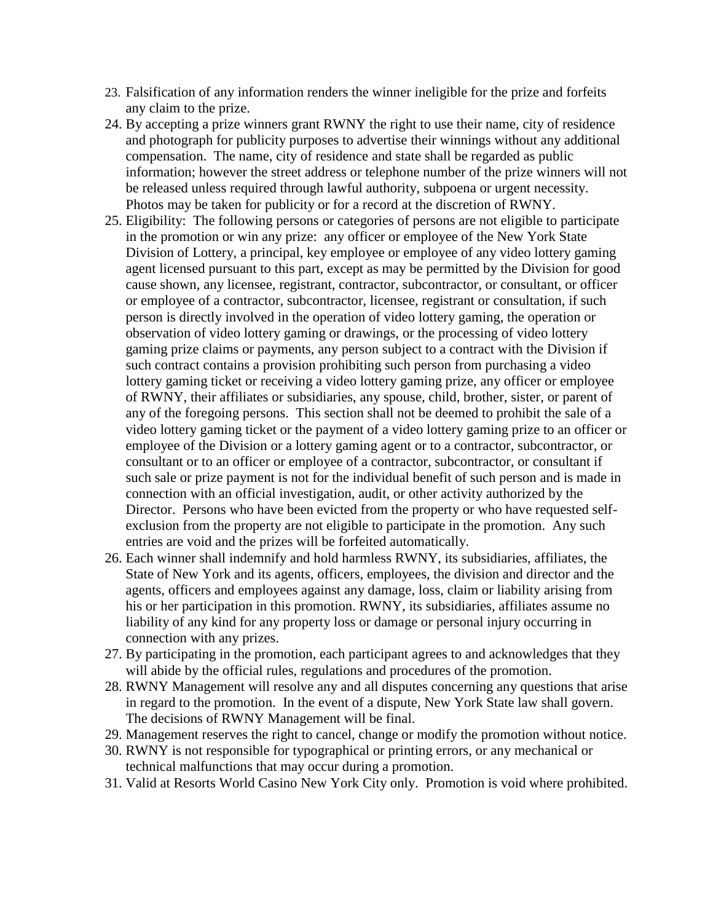23. Falsification of any information renders the winner ineligible for the prize and forfeits any claim to the prize.
24. By accepting a prize winners grant RWNY the right to use their name, city of residence and photograph for publicity purposes to advertise their winnings without any additional compensation. The name, city of residence and state shall be regarded as public information; however the street address or telephone number of the prize winners will not be released unless required through lawful authority, subpoena or urgent necessity. Photos may be taken for publicity or for a record at the discretion of RWNY.
25. Eligibility: The following persons or categories of persons are not eligible to participate in the promotion or win any prize: any officer or employee of the New York State Division of Lottery, a principal, key employee or employee of any video lottery gaming agent licensed pursuant to this part, except as may be permitted by the Division for good cause shown, any licensee, registrant, contractor, subcontractor, or consultant, or officer or employee of a contractor, subcontractor, licensee, registrant or consultation, if such person is directly involved in the operation of video lottery gaming, the operation or observation of video lottery gaming or drawings, or the processing of video lottery gaming prize claims or payments, any person subject to a contract with the Division if such contract contains a provision prohibiting such person from purchasing a video lottery gaming ticket or receiving a video lottery gaming prize, any officer or employee of RWNY, their affiliates or subsidiaries, any spouse, child, brother, sister, or parent of any of the foregoing persons. This section shall not be deemed to prohibit the sale of a video lottery gaming ticket or the payment of a video lottery gaming prize to an officer or employee of the Division or a lottery gaming agent or to a contractor, subcontractor, or consultant or to an officer or employee of a contractor, subcontractor, or consultant if such sale or prize payment is not for the individual benefit of such person and is made in connection with an official investigation, audit, or other activity authorized by the Director. Persons who have been evicted from the property or who have requested self-exclusion from the property are not eligible to participate in the promotion. Any such entries are void and the prizes will be forfeited automatically.
26. Each winner shall indemnify and hold harmless RWNY, its subsidiaries, affiliates, the State of New York and its agents, officers, employees, the division and director and the agents, officers and employees against any damage, loss, claim or liability arising from his or her participation in this promotion. RWNY, its subsidiaries, affiliates assume no liability of any kind for any property loss or damage or personal injury occurring in connection with any prizes.
27. By participating in the promotion, each participant agrees to and acknowledges that they will abide by the official rules, regulations and procedures of the promotion.
28. RWNY Management will resolve any and all disputes concerning any questions that arise in regard to the promotion. In the event of a dispute, New York State law shall govern. The decisions of RWNY Management will be final.
29. Management reserves the right to cancel, change or modify the promotion without notice.
30. RWNY is not responsible for typographical or printing errors, or any mechanical or technical malfunctions that may occur during a promotion.
31. Valid at Resorts World Casino New York City only. Promotion is void where prohibited.